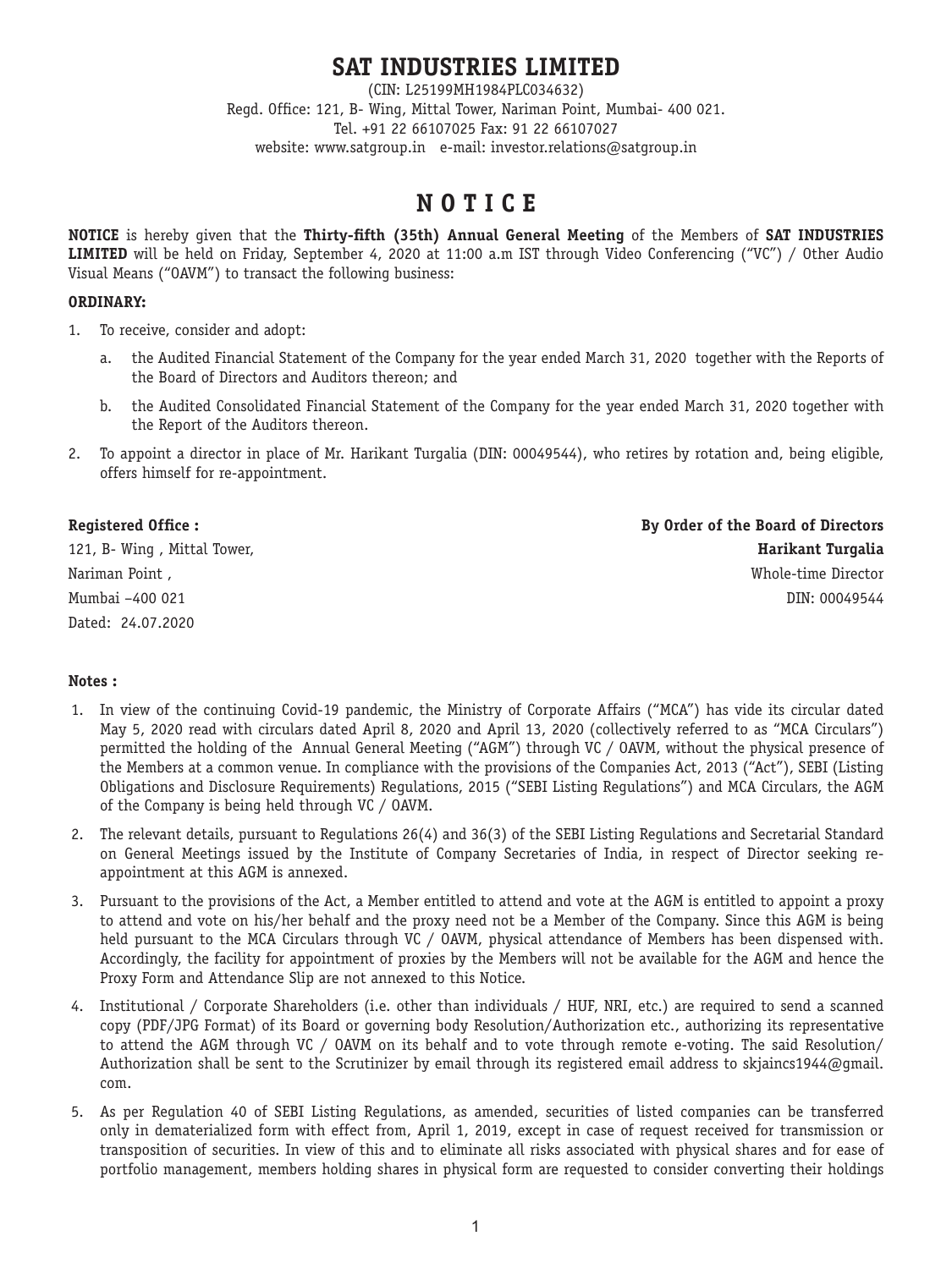# SAT INDUSTRIES LIMITED

(CIN: L25199MH1984PLC034632)
Regd. Office: 121, B- Wing, Mittal Tower, Nariman Point, Mumbai- 400 021.
Tel. +91 22 66107025 Fax: 91 22 66107027
website: www.satgroup.in e-mail: investor.relations@satgroup.in

# N O T I C E

**NOTICE** is hereby given that the **Thirty-fifth (35th) Annual General Meeting** of the Members of **SAT INDUSTRIES LIMITED** will be held on Friday, September 4, 2020 at 11:00 a.m IST through Video Conferencing ("VC") / Other Audio Visual Means ("OAVM") to transact the following business:

**ORDINARY:**

1. To receive, consider and adopt:
   a. the Audited Financial Statement of the Company for the year ended March 31, 2020 together with the Reports of the Board of Directors and Auditors thereon; and
   b. the Audited Consolidated Financial Statement of the Company for the year ended March 31, 2020 together with the Report of the Auditors thereon.
2. To appoint a director in place of Mr. Harikant Turgalia (DIN: 00049544), who retires by rotation and, being eligible, offers himself for re-appointment.

**Registered Office :**
121, B- Wing , Mittal Tower,
Nariman Point ,
Mumbai –400 021
Dated: 24.07.2020

**By Order of the Board of Directors**
**Harikant Turgalia**
Whole-time Director
DIN: 00049544

**Notes :**

1. In view of the continuing Covid-19 pandemic, the Ministry of Corporate Affairs ("MCA") has vide its circular dated May 5, 2020 read with circulars dated April 8, 2020 and April 13, 2020 (collectively referred to as "MCA Circulars") permitted the holding of the Annual General Meeting ("AGM") through VC / OAVM, without the physical presence of the Members at a common venue. In compliance with the provisions of the Companies Act, 2013 ("Act"), SEBI (Listing Obligations and Disclosure Requirements) Regulations, 2015 ("SEBI Listing Regulations") and MCA Circulars, the AGM of the Company is being held through VC / OAVM.
2. The relevant details, pursuant to Regulations 26(4) and 36(3) of the SEBI Listing Regulations and Secretarial Standard on General Meetings issued by the Institute of Company Secretaries of India, in respect of Director seeking re-appointment at this AGM is annexed.
3. Pursuant to the provisions of the Act, a Member entitled to attend and vote at the AGM is entitled to appoint a proxy to attend and vote on his/her behalf and the proxy need not be a Member of the Company. Since this AGM is being held pursuant to the MCA Circulars through VC / OAVM, physical attendance of Members has been dispensed with. Accordingly, the facility for appointment of proxies by the Members will not be available for the AGM and hence the Proxy Form and Attendance Slip are not annexed to this Notice.
4. Institutional / Corporate Shareholders (i.e. other than individuals / HUF, NRI, etc.) are required to send a scanned copy (PDF/JPG Format) of its Board or governing body Resolution/Authorization etc., authorizing its representative to attend the AGM through VC / OAVM on its behalf and to vote through remote e-voting. The said Resolution/ Authorization shall be sent to the Scrutinizer by email through its registered email address to skjaincs1944@gmail.com.
5. As per Regulation 40 of SEBI Listing Regulations, as amended, securities of listed companies can be transferred only in dematerialized form with effect from, April 1, 2019, except in case of request received for transmission or transposition of securities. In view of this and to eliminate all risks associated with physical shares and for ease of portfolio management, members holding shares in physical form are requested to consider converting their holdings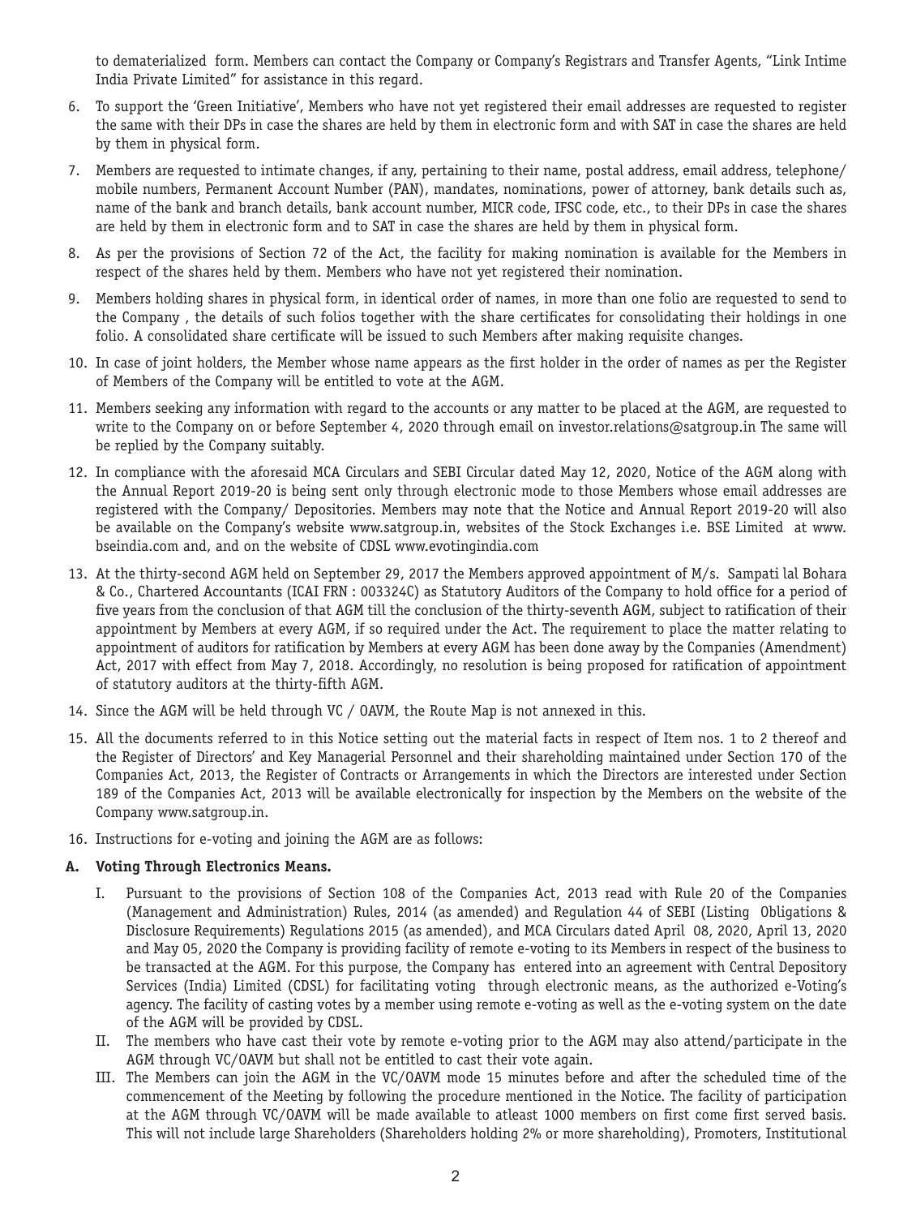to dematerialized form. Members can contact the Company or Company's Registrars and Transfer Agents, "Link Intime India Private Limited" for assistance in this regard.

6. To support the 'Green Initiative', Members who have not yet registered their email addresses are requested to register the same with their DPs in case the shares are held by them in electronic form and with SAT in case the shares are held by them in physical form.

7. Members are requested to intimate changes, if any, pertaining to their name, postal address, email address, telephone/ mobile numbers, Permanent Account Number (PAN), mandates, nominations, power of attorney, bank details such as, name of the bank and branch details, bank account number, MICR code, IFSC code, etc., to their DPs in case the shares are held by them in electronic form and to SAT in case the shares are held by them in physical form.

8. As per the provisions of Section 72 of the Act, the facility for making nomination is available for the Members in respect of the shares held by them. Members who have not yet registered their nomination.

9. Members holding shares in physical form, in identical order of names, in more than one folio are requested to send to the Company , the details of such folios together with the share certificates for consolidating their holdings in one folio. A consolidated share certificate will be issued to such Members after making requisite changes.

10. In case of joint holders, the Member whose name appears as the first holder in the order of names as per the Register of Members of the Company will be entitled to vote at the AGM.

11. Members seeking any information with regard to the accounts or any matter to be placed at the AGM, are requested to write to the Company on or before September 4, 2020 through email on investor.relations@satgroup.in The same will be replied by the Company suitably.

12. In compliance with the aforesaid MCA Circulars and SEBI Circular dated May 12, 2020, Notice of the AGM along with the Annual Report 2019-20 is being sent only through electronic mode to those Members whose email addresses are registered with the Company/ Depositories. Members may note that the Notice and Annual Report 2019-20 will also be available on the Company's website www.satgroup.in, websites of the Stock Exchanges i.e. BSE Limited at www. bseindia.com and, and on the website of CDSL www.evotingindia.com

13. At the thirty-second AGM held on September 29, 2017 the Members approved appointment of M/s. Sampati lal Bohara & Co., Chartered Accountants (ICAI FRN : 003324C) as Statutory Auditors of the Company to hold office for a period of five years from the conclusion of that AGM till the conclusion of the thirty-seventh AGM, subject to ratification of their appointment by Members at every AGM, if so required under the Act. The requirement to place the matter relating to appointment of auditors for ratification by Members at every AGM has been done away by the Companies (Amendment) Act, 2017 with effect from May 7, 2018. Accordingly, no resolution is being proposed for ratification of appointment of statutory auditors at the thirty-fifth AGM.

14. Since the AGM will be held through VC / OAVM, the Route Map is not annexed in this.

15. All the documents referred to in this Notice setting out the material facts in respect of Item nos. 1 to 2 thereof and the Register of Directors' and Key Managerial Personnel and their shareholding maintained under Section 170 of the Companies Act, 2013, the Register of Contracts or Arrangements in which the Directors are interested under Section 189 of the Companies Act, 2013 will be available electronically for inspection by the Members on the website of the Company www.satgroup.in.

16. Instructions for e-voting and joining the AGM are as follows:

**A. Voting Through Electronics Means.**

I. Pursuant to the provisions of Section 108 of the Companies Act, 2013 read with Rule 20 of the Companies (Management and Administration) Rules, 2014 (as amended) and Regulation 44 of SEBI (Listing Obligations & Disclosure Requirements) Regulations 2015 (as amended), and MCA Circulars dated April 08, 2020, April 13, 2020 and May 05, 2020 the Company is providing facility of remote e-voting to its Members in respect of the business to be transacted at the AGM. For this purpose, the Company has entered into an agreement with Central Depository Services (India) Limited (CDSL) for facilitating voting through electronic means, as the authorized e-Voting's agency. The facility of casting votes by a member using remote e-voting as well as the e-voting system on the date of the AGM will be provided by CDSL.

II. The members who have cast their vote by remote e-voting prior to the AGM may also attend/participate in the AGM through VC/OAVM but shall not be entitled to cast their vote again.

III. The Members can join the AGM in the VC/OAVM mode 15 minutes before and after the scheduled time of the commencement of the Meeting by following the procedure mentioned in the Notice. The facility of participation at the AGM through VC/OAVM will be made available to atleast 1000 members on first come first served basis. This will not include large Shareholders (Shareholders holding 2% or more shareholding), Promoters, Institutional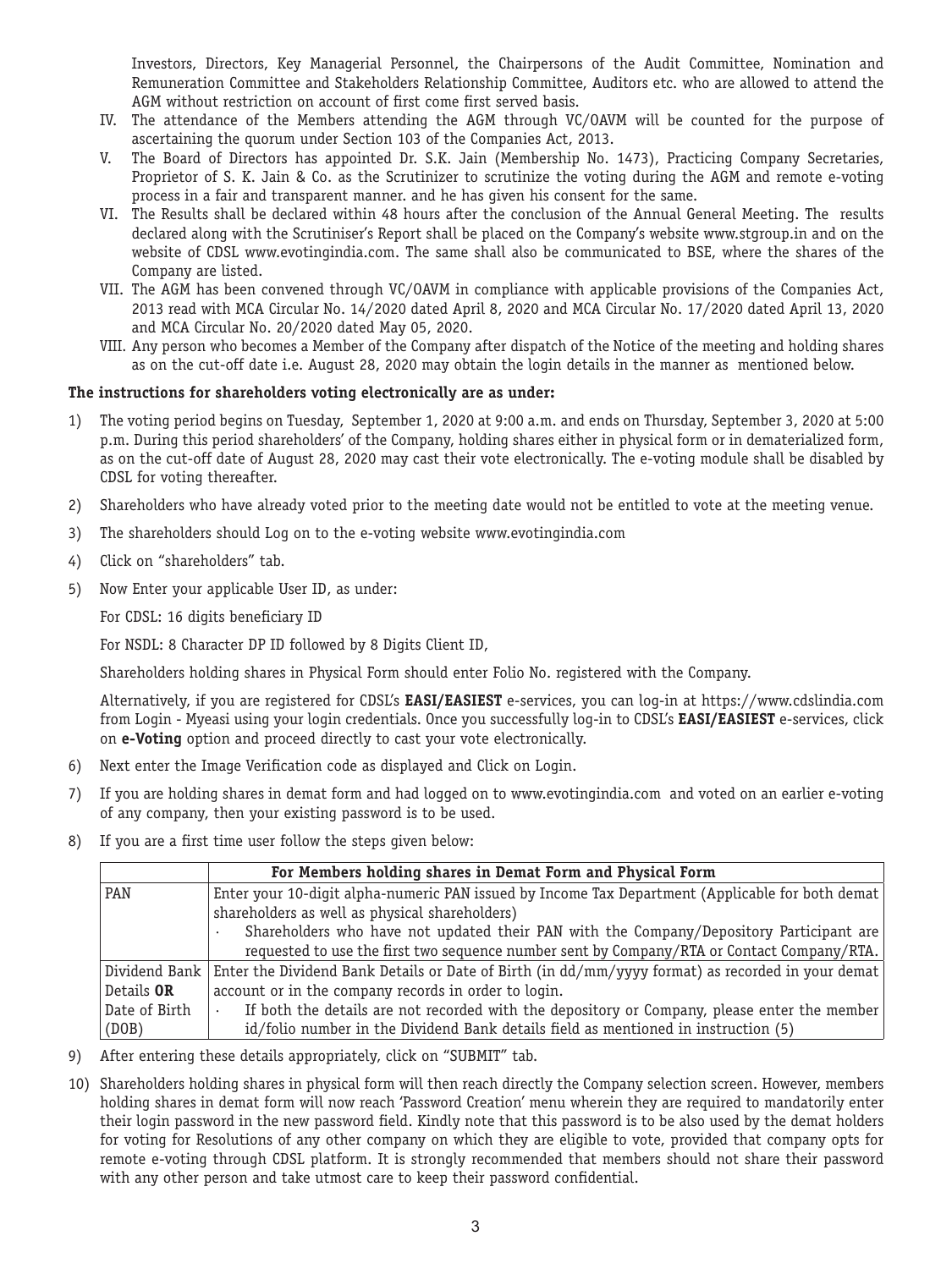Investors, Directors, Key Managerial Personnel, the Chairpersons of the Audit Committee, Nomination and Remuneration Committee and Stakeholders Relationship Committee, Auditors etc. who are allowed to attend the AGM without restriction on account of first come first served basis.

IV. The attendance of the Members attending the AGM through VC/OAVM will be counted for the purpose of ascertaining the quorum under Section 103 of the Companies Act, 2013.

V. The Board of Directors has appointed Dr. S.K. Jain (Membership No. 1473), Practicing Company Secretaries, Proprietor of S. K. Jain & Co. as the Scrutinizer to scrutinize the voting during the AGM and remote e-voting process in a fair and transparent manner. and he has given his consent for the same.

VI. The Results shall be declared within 48 hours after the conclusion of the Annual General Meeting. The results declared along with the Scrutiniser's Report shall be placed on the Company's website www.stgroup.in and on the website of CDSL www.evotingindia.com. The same shall also be communicated to BSE, where the shares of the Company are listed.

VII. The AGM has been convened through VC/OAVM in compliance with applicable provisions of the Companies Act, 2013 read with MCA Circular No. 14/2020 dated April 8, 2020 and MCA Circular No. 17/2020 dated April 13, 2020 and MCA Circular No. 20/2020 dated May 05, 2020.

VIII. Any person who becomes a Member of the Company after dispatch of the Notice of the meeting and holding shares as on the cut-off date i.e. August 28, 2020 may obtain the login details in the manner as mentioned below.

**The instructions for shareholders voting electronically are as under:**

1) The voting period begins on Tuesday, September 1, 2020 at 9:00 a.m. and ends on Thursday, September 3, 2020 at 5:00 p.m. During this period shareholders' of the Company, holding shares either in physical form or in dematerialized form, as on the cut-off date of August 28, 2020 may cast their vote electronically. The e-voting module shall be disabled by CDSL for voting thereafter.

2) Shareholders who have already voted prior to the meeting date would not be entitled to vote at the meeting venue.

3) The shareholders should Log on to the e-voting website www.evotingindia.com

4) Click on "shareholders" tab.

5) Now Enter your applicable User ID, as under:

   For CDSL: 16 digits beneficiary ID

   For NSDL: 8 Character DP ID followed by 8 Digits Client ID,

   Shareholders holding shares in Physical Form should enter Folio No. registered with the Company.

   Alternatively, if you are registered for CDSL's **EASI/EASIEST** e-services, you can log-in at https://www.cdslindia.com from Login - Myeasi using your login credentials. Once you successfully log-in to CDSL's **EASI/EASIEST** e-services, click on **e-Voting** option and proceed directly to cast your vote electronically.

6) Next enter the Image Verification code as displayed and Click on Login.

7) If you are holding shares in demat form and had logged on to www.evotingindia.com and voted on an earlier e-voting of any company, then your existing password is to be used.

8) If you are a first time user follow the steps given below:

| | For Members holding shares in Demat Form and Physical Form |
|---|---|
| PAN | Enter your 10-digit alpha-numeric PAN issued by Income Tax Department (Applicable for both demat shareholders as well as physical shareholders)<br>· Shareholders who have not updated their PAN with the Company/Depository Participant are requested to use the first two sequence number sent by Company/RTA or Contact Company/RTA. |
| Dividend Bank Details **OR** Date of Birth (DOB) | Enter the Dividend Bank Details or Date of Birth (in dd/mm/yyyy format) as recorded in your demat account or in the company records in order to login.<br>· If both the details are not recorded with the depository or Company, please enter the member id/folio number in the Dividend Bank details field as mentioned in instruction (5) |

9) After entering these details appropriately, click on "SUBMIT" tab.

10) Shareholders holding shares in physical form will then reach directly the Company selection screen. However, members holding shares in demat form will now reach 'Password Creation' menu wherein they are required to mandatorily enter their login password in the new password field. Kindly note that this password is to be also used by the demat holders for voting for Resolutions of any other company on which they are eligible to vote, provided that company opts for remote e-voting through CDSL platform. It is strongly recommended that members should not share their password with any other person and take utmost care to keep their password confidential.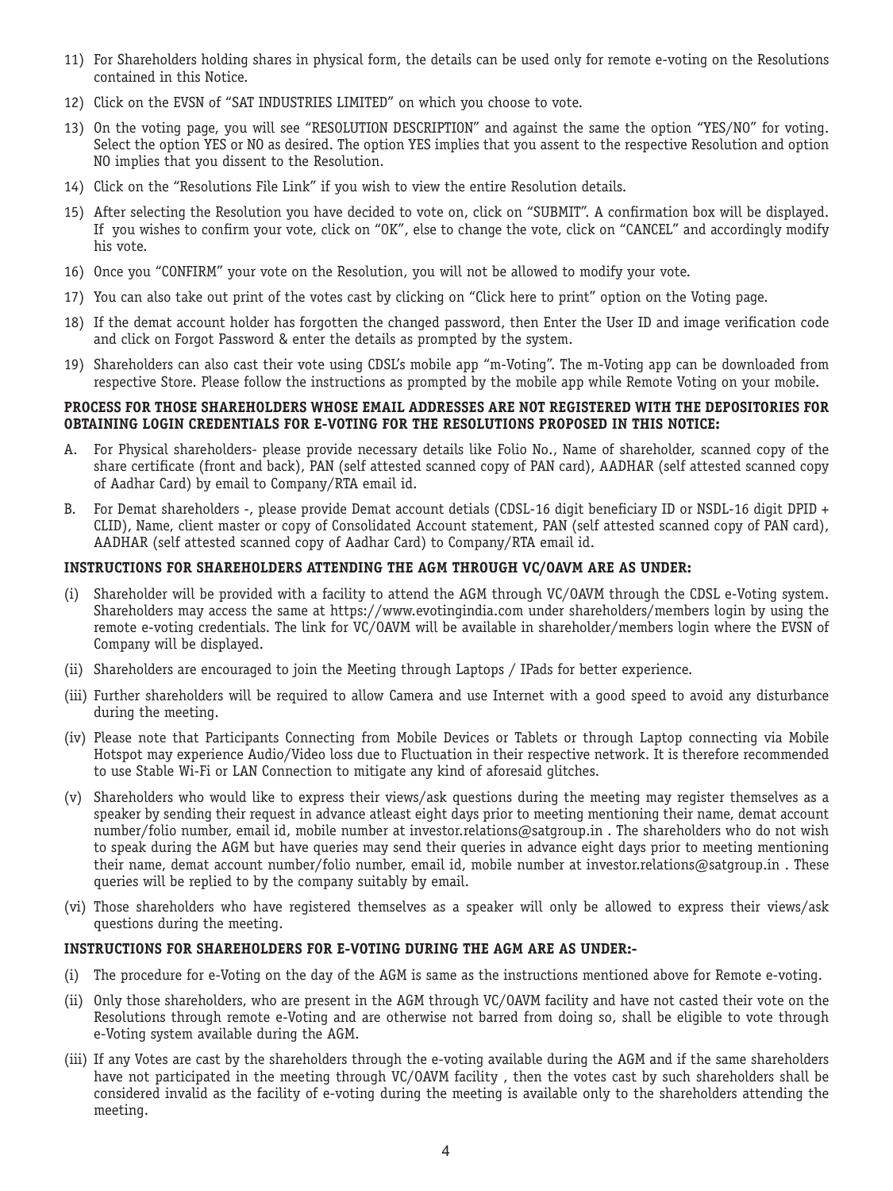11) For Shareholders holding shares in physical form, the details can be used only for remote e-voting on the Resolutions contained in this Notice.

12) Click on the EVSN of "SAT INDUSTRIES LIMITED" on which you choose to vote.

13) On the voting page, you will see "RESOLUTION DESCRIPTION" and against the same the option "YES/NO" for voting. Select the option YES or NO as desired. The option YES implies that you assent to the respective Resolution and option NO implies that you dissent to the Resolution.

14) Click on the "Resolutions File Link" if you wish to view the entire Resolution details.

15) After selecting the Resolution you have decided to vote on, click on "SUBMIT". A confirmation box will be displayed. If you wishes to confirm your vote, click on "OK", else to change the vote, click on "CANCEL" and accordingly modify his vote.

16) Once you "CONFIRM" your vote on the Resolution, you will not be allowed to modify your vote.

17) You can also take out print of the votes cast by clicking on "Click here to print" option on the Voting page.

18) If the demat account holder has forgotten the changed password, then Enter the User ID and image verification code and click on Forgot Password & enter the details as prompted by the system.

19) Shareholders can also cast their vote using CDSL's mobile app "m-Voting". The m-Voting app can be downloaded from respective Store. Please follow the instructions as prompted by the mobile app while Remote Voting on your mobile.

**PROCESS FOR THOSE SHAREHOLDERS WHOSE EMAIL ADDRESSES ARE NOT REGISTERED WITH THE DEPOSITORIES FOR OBTAINING LOGIN CREDENTIALS FOR E-VOTING FOR THE RESOLUTIONS PROPOSED IN THIS NOTICE:**

A. For Physical shareholders- please provide necessary details like Folio No., Name of shareholder, scanned copy of the share certificate (front and back), PAN (self attested scanned copy of PAN card), AADHAR (self attested scanned copy of Aadhar Card) by email to Company/RTA email id.

B. For Demat shareholders -, please provide Demat account detials (CDSL-16 digit beneficiary ID or NSDL-16 digit DPID + CLID), Name, client master or copy of Consolidated Account statement, PAN (self attested scanned copy of PAN card), AADHAR (self attested scanned copy of Aadhar Card) to Company/RTA email id.

**INSTRUCTIONS FOR SHAREHOLDERS ATTENDING THE AGM THROUGH VC/OAVM ARE AS UNDER:**

(i) Shareholder will be provided with a facility to attend the AGM through VC/OAVM through the CDSL e-Voting system. Shareholders may access the same at https://www.evotingindia.com under shareholders/members login by using the remote e-voting credentials. The link for VC/OAVM will be available in shareholder/members login where the EVSN of Company will be displayed.

(ii) Shareholders are encouraged to join the Meeting through Laptops / IPads for better experience.

(iii) Further shareholders will be required to allow Camera and use Internet with a good speed to avoid any disturbance during the meeting.

(iv) Please note that Participants Connecting from Mobile Devices or Tablets or through Laptop connecting via Mobile Hotspot may experience Audio/Video loss due to Fluctuation in their respective network. It is therefore recommended to use Stable Wi-Fi or LAN Connection to mitigate any kind of aforesaid glitches.

(v) Shareholders who would like to express their views/ask questions during the meeting may register themselves as a speaker by sending their request in advance atleast eight days prior to meeting mentioning their name, demat account number/folio number, email id, mobile number at investor.relations@satgroup.in . The shareholders who do not wish to speak during the AGM but have queries may send their queries in advance eight days prior to meeting mentioning their name, demat account number/folio number, email id, mobile number at investor.relations@satgroup.in . These queries will be replied to by the company suitably by email.

(vi) Those shareholders who have registered themselves as a speaker will only be allowed to express their views/ask questions during the meeting.

**INSTRUCTIONS FOR SHAREHOLDERS FOR E-VOTING DURING THE AGM ARE AS UNDER:-**

(i) The procedure for e-Voting on the day of the AGM is same as the instructions mentioned above for Remote e-voting.

(ii) Only those shareholders, who are present in the AGM through VC/OAVM facility and have not casted their vote on the Resolutions through remote e-Voting and are otherwise not barred from doing so, shall be eligible to vote through e-Voting system available during the AGM.

(iii) If any Votes are cast by the shareholders through the e-voting available during the AGM and if the same shareholders have not participated in the meeting through VC/OAVM facility , then the votes cast by such shareholders shall be considered invalid as the facility of e-voting during the meeting is available only to the shareholders attending the meeting.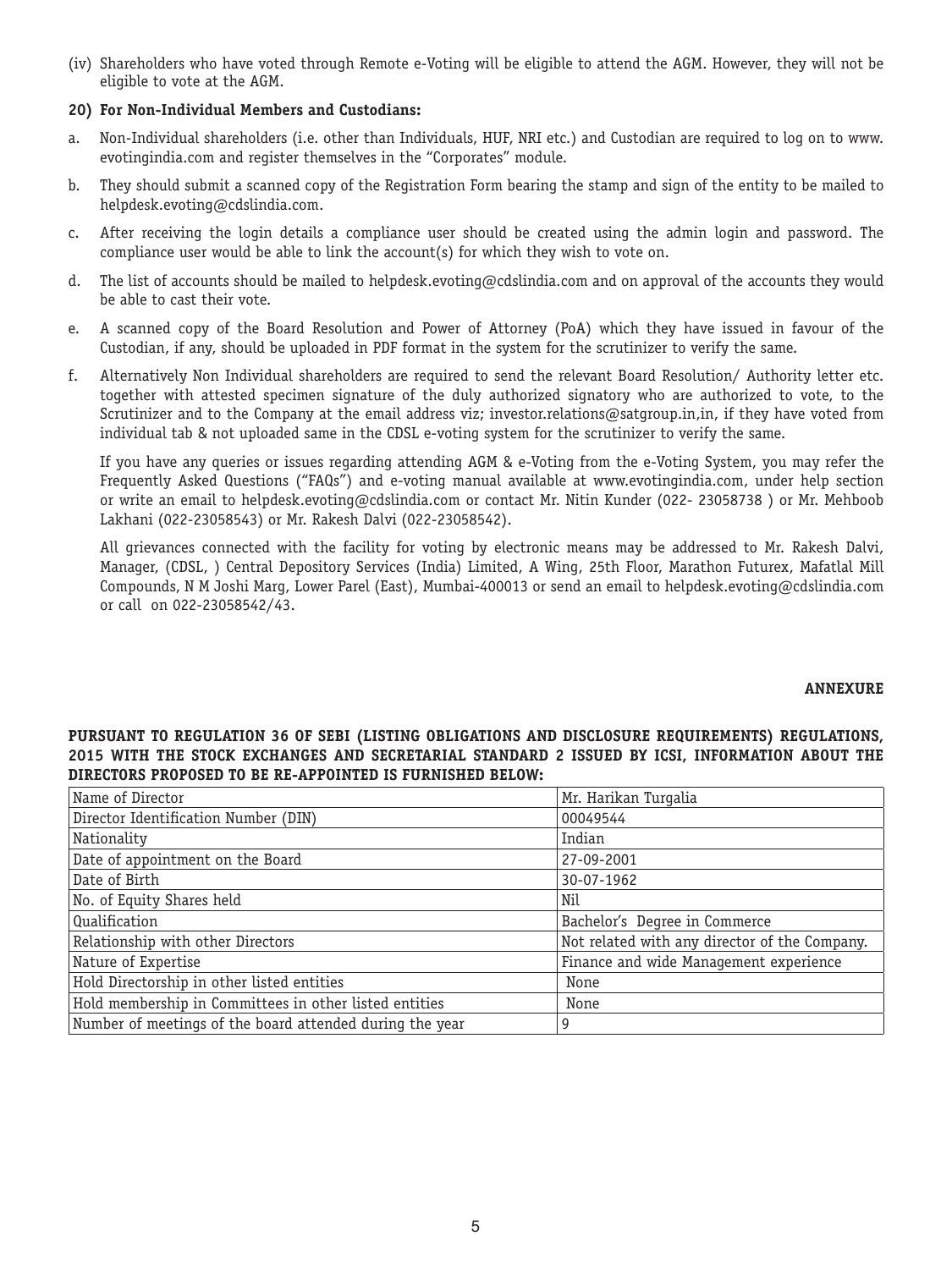(iv) Shareholders who have voted through Remote e-Voting will be eligible to attend the AGM. However, they will not be eligible to vote at the AGM.

**20) For Non-Individual Members and Custodians:**

a. Non-Individual shareholders (i.e. other than Individuals, HUF, NRI etc.) and Custodian are required to log on to www. evotingindia.com and register themselves in the "Corporates" module.

b. They should submit a scanned copy of the Registration Form bearing the stamp and sign of the entity to be mailed to helpdesk.evoting@cdslindia.com.

c. After receiving the login details a compliance user should be created using the admin login and password. The compliance user would be able to link the account(s) for which they wish to vote on.

d. The list of accounts should be mailed to helpdesk.evoting@cdslindia.com and on approval of the accounts they would be able to cast their vote.

e. A scanned copy of the Board Resolution and Power of Attorney (PoA) which they have issued in favour of the Custodian, if any, should be uploaded in PDF format in the system for the scrutinizer to verify the same.

f. Alternatively Non Individual shareholders are required to send the relevant Board Resolution/ Authority letter etc. together with attested specimen signature of the duly authorized signatory who are authorized to vote, to the Scrutinizer and to the Company at the email address viz; investor.relations@satgroup.in,in, if they have voted from individual tab & not uploaded same in the CDSL e-voting system for the scrutinizer to verify the same.

If you have any queries or issues regarding attending AGM & e-Voting from the e-Voting System, you may refer the Frequently Asked Questions ("FAQs") and e-voting manual available at www.evotingindia.com, under help section or write an email to helpdesk.evoting@cdslindia.com or contact Mr. Nitin Kunder (022- 23058738 ) or Mr. Mehboob Lakhani (022-23058543) or Mr. Rakesh Dalvi (022-23058542).

All grievances connected with the facility for voting by electronic means may be addressed to Mr. Rakesh Dalvi, Manager, (CDSL, ) Central Depository Services (India) Limited, A Wing, 25th Floor, Marathon Futurex, Mafatlal Mill Compounds, N M Joshi Marg, Lower Parel (East), Mumbai-400013 or send an email to helpdesk.evoting@cdslindia.com or call on 022-23058542/43.

**ANNEXURE**

**PURSUANT TO REGULATION 36 OF SEBI (LISTING OBLIGATIONS AND DISCLOSURE REQUIREMENTS) REGULATIONS, 2015 WITH THE STOCK EXCHANGES AND SECRETARIAL STANDARD 2 ISSUED BY ICSI, INFORMATION ABOUT THE DIRECTORS PROPOSED TO BE RE-APPOINTED IS FURNISHED BELOW:**

| | |
|---|---|
| Name of Director | Mr. Harikan Turgalia |
| Director Identification Number (DIN) | 00049544 |
| Nationality | Indian |
| Date of appointment on the Board | 27-09-2001 |
| Date of Birth | 30-07-1962 |
| No. of Equity Shares held | Nil |
| Qualification | Bachelor's Degree in Commerce |
| Relationship with other Directors | Not related with any director of the Company. |
| Nature of Expertise | Finance and wide Management experience |
| Hold Directorship in other listed entities | None |
| Hold membership in Committees in other listed entities | None |
| Number of meetings of the board attended during the year | 9 |